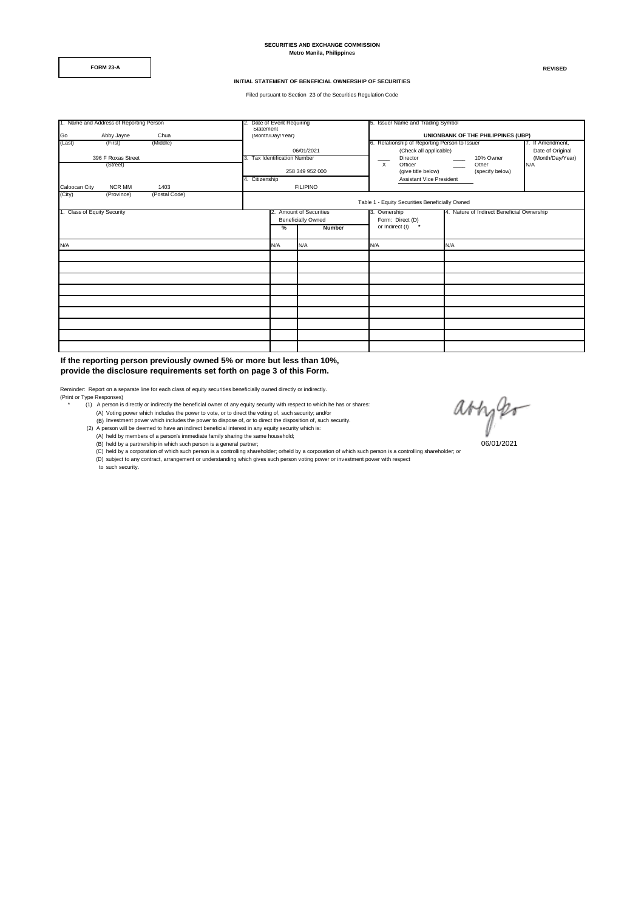**SECURITIES AND EXCHANGE COMMISSION**
**Metro Manila, Philippines**

**FORM 23-A**

**REVISED**

**INITIAL STATEMENT OF BENEFICIAL OWNERSHIP OF SECURITIES**

Filed pursuant to Section 23 of the Securities Regulation Code

| 1. Name and Address of Reporting Person | 2. Date of Event Requiring Statement (Month/Day/Year) | 5. Issuer Name and Trading Symbol | 7. If Amendment, Date of Original (Month/Day/Year) |
|---|---|---|---|
| Go (Last) Abby Jayne (First) Chua (Middle) | 06/01/2021 | UNIONBANK OF THE PHILIPPINES (UBP) | N/A |
| 396 F Roxas Street (Street) | 3. Tax Identification Number: 258 349 952 000 | 6. Relationship of Reporting Person to Issuer (Check all applicable) ____ Director ____ 10% Owner; X Officer (give title below) ____ Other (specify below) | |
| Caloocan City (City) NCR MM (Province) 1403 (Postal Code) | 4. Citizenship: FILIPINO | Assistant Vice President | |

Table 1 - Equity Securities Beneficially Owned

| 1. Class of Equity Security | 2. Amount of Securities Beneficially Owned % | Number | 3. Ownership Form: Direct (D) or Indirect (I) * | 4. Nature of Indirect Beneficial Ownership |
|---|---|---|---|---|
| N/A | N/A | N/A | N/A | N/A |
| | | | | |
| | | | | |
| | | | | |
| | | | | |
| | | | | |
| | | | | |
| | | | | |
| | | | | |
| | | | | |

**If the reporting person previously owned 5% or more but less than 10%, provide the disclosure requirements set forth on page 3 of this Form.**

Reminder: Report on a separate line for each class of equity securities beneficially owned directly or indirectly.
(Print or Type Responses)

\* (1) A person is directly or indirectly the beneficial owner of any equity security with respect to which he has or shares:
  (A) Voting power which includes the power to vote, or to direct the voting of, such security; and/or
  (B) Investment power which includes the power to dispose of, or to direct the disposition of, such security.
(2) A person will be deemed to have an indirect beneficial interest in any equity security which is:
  (A) held by members of a person's immediate family sharing the same household;
  (B) held by a partnership in which such person is a general partner;
  (C) held by a corporation of which such person is a controlling shareholder; orheld by a corporation of which such person is a controlling shareholder; or
  (D) subject to any contract, arrangement or understanding which gives such person voting power or investment power with respect to such security.

06/01/2021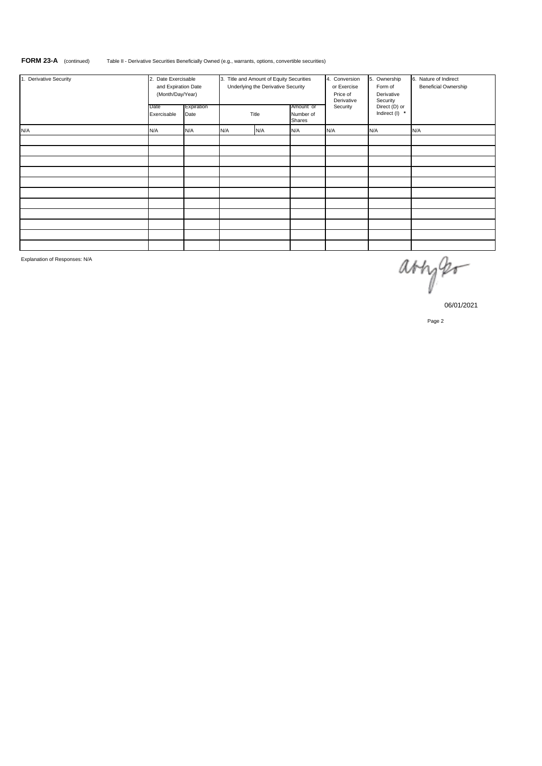**FORM 23-A** (continued) Table II - Derivative Securities Beneficially Owned (e.g., warrants, options, convertible securities)

| 1. Derivative Security | 2. Date Exercisable and Expiration Date (Month/Day/Year) | | 3. Title and Amount of Equity Securities Underlying the Derivative Security | | | 4. Conversion or Exercise Price of Derivative Security | 5. Ownership Form of Derivative Security Direct (D) or Indirect (I) * | 6. Nature of Indirect Beneficial Ownership |
|---|---|---|---|---|---|---|---|---|
| | Date Exercisable | Expiration Date | Title | | Amount or Number of Shares | | | |
| N/A | N/A | N/A | N/A | N/A | N/A | N/A | N/A | N/A |
| | | | | | | | | |
| | | | | | | | | |
| | | | | | | | | |
| | | | | | | | | |
| | | | | | | | | |
| | | | | | | | | |
| | | | | | | | | |
| | | | | | | | | |
| | | | | | | | | |
| | | | | | | | | |
| | | | | | | | | |

Explanation of Responses: N/A

06/01/2021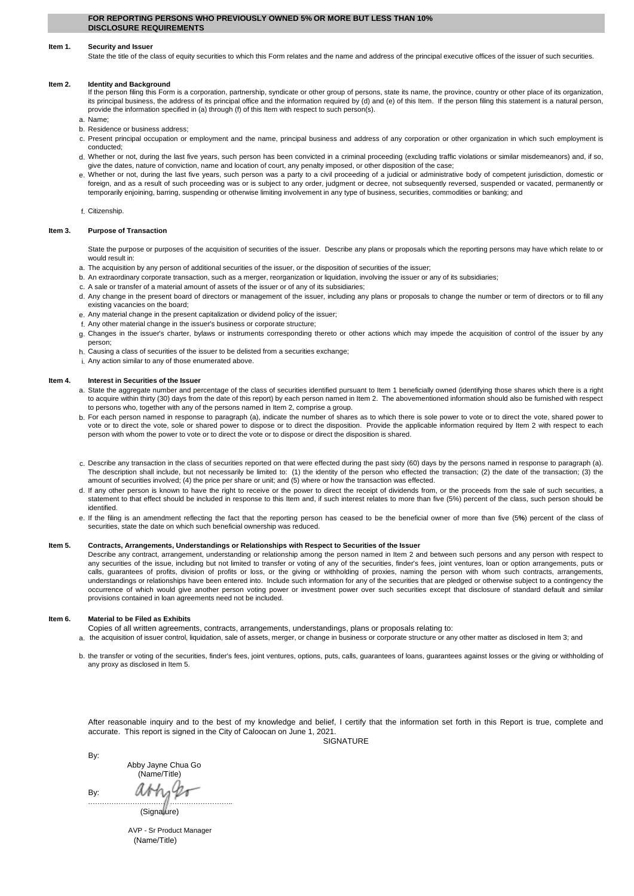**FOR REPORTING PERSONS WHO PREVIOUSLY OWNED 5% OR MORE BUT LESS THAN 10% DISCLOSURE REQUIREMENTS**

**Item 1. Security and Issuer**

State the title of the class of equity securities to which this Form relates and the name and address of the principal executive offices of the issuer of such securities.

**Item 2. Identity and Background**

If the person filing this Form is a corporation, partnership, syndicate or other group of persons, state its name, the province, country or other place of its organization, its principal business, the address of its principal office and the information required by (d) and (e) of this Item. If the person filing this statement is a natural person, provide the information specified in (a) through (f) of this Item with respect to such person(s).

a. Name;

b. Residence or business address;

c. Present principal occupation or employment and the name, principal business and address of any corporation or other organization in which such employment is conducted;

d. Whether or not, during the last five years, such person has been convicted in a criminal proceeding (excluding traffic violations or similar misdemeanors) and, if so, give the dates, nature of conviction, name and location of court, any penalty imposed, or other disposition of the case;

e. Whether or not, during the last five years, such person was a party to a civil proceeding of a judicial or administrative body of competent jurisdiction, domestic or foreign, and as a result of such proceeding was or is subject to any order, judgment or decree, not subsequently reversed, suspended or vacated, permanently or temporarily enjoining, barring, suspending or otherwise limiting involvement in any type of business, securities, commodities or banking; and

f. Citizenship.

**Item 3. Purpose of Transaction**

State the purpose or purposes of the acquisition of securities of the issuer. Describe any plans or proposals which the reporting persons may have which relate to or would result in:

a. The acquisition by any person of additional securities of the issuer, or the disposition of securities of the issuer;

b. An extraordinary corporate transaction, such as a merger, reorganization or liquidation, involving the issuer or any of its subsidiaries;

c. A sale or transfer of a material amount of assets of the issuer or of any of its subsidiaries;

d. Any change in the present board of directors or management of the issuer, including any plans or proposals to change the number or term of directors or to fill any existing vacancies on the board;

e. Any material change in the present capitalization or dividend policy of the issuer;

f. Any other material change in the issuer's business or corporate structure;

g. Changes in the issuer's charter, bylaws or instruments corresponding thereto or other actions which may impede the acquisition of control of the issuer by any person;

h. Causing a class of securities of the issuer to be delisted from a securities exchange;

i. Any action similar to any of those enumerated above.

**Item 4. Interest in Securities of the Issuer**

a. State the aggregate number and percentage of the class of securities identified pursuant to Item 1 beneficially owned (identifying those shares which there is a right to acquire within thirty (30) days from the date of this report) by each person named in Item 2. The abovementioned information should also be furnished with respect to persons who, together with any of the persons named in Item 2, comprise a group.

b. For each person named in response to paragraph (a), indicate the number of shares as to which there is sole power to vote or to direct the vote, shared power to vote or to direct the vote, sole or shared power to dispose or to direct the disposition. Provide the applicable information required by Item 2 with respect to each person with whom the power to vote or to direct the vote or to dispose or direct the disposition is shared.

c. Describe any transaction in the class of securities reported on that were effected during the past sixty (60) days by the persons named in response to paragraph (a). The description shall include, but not necessarily be limited to: (1) the identity of the person who effected the transaction; (2) the date of the transaction; (3) the amount of securities involved; (4) the price per share or unit; and (5) where or how the transaction was effected.

d. If any other person is known to have the right to receive or the power to direct the receipt of dividends from, or the proceeds from the sale of such securities, a statement to that effect should be included in response to this Item and, if such interest relates to more than five (5%) percent of the class, such person should be identified.

e. If the filing is an amendment reflecting the fact that the reporting person has ceased to be the beneficial owner of more than five (5**%**) percent of the class of securities, state the date on which such beneficial ownership was reduced.

**Item 5. Contracts, Arrangements, Understandings or Relationships with Respect to Securities of the Issuer**

Describe any contract, arrangement, understanding or relationship among the person named in Item 2 and between such persons and any person with respect to any securities of the issue, including but not limited to transfer or voting of any of the securities, finder's fees, joint ventures, loan or option arrangements, puts or calls, guarantees of profits, division of profits or loss, or the giving or withholding of proxies, naming the person with whom such contracts, arrangements, understandings or relationships have been entered into. Include such information for any of the securities that are pledged or otherwise subject to a contingency the occurrence of which would give another person voting power or investment power over such securities except that disclosure of standard default and similar provisions contained in loan agreements need not be included.

**Item 6. Material to be Filed as Exhibits**

Copies of all written agreements, contracts, arrangements, understandings, plans or proposals relating to:

a. the acquisition of issuer control, liquidation, sale of assets, merger, or change in business or corporate structure or any other matter as disclosed in Item 3; and

b. the transfer or voting of the securities, finder's fees, joint ventures, options, puts, calls, guarantees of loans, guarantees against losses or the giving or withholding of any proxy as disclosed in Item 5.

After reasonable inquiry and to the best of my knowledge and belief, I certify that the information set forth in this Report is true, complete and accurate. This report is signed in the City of Caloocan on June 1, 2021.

SIGNATURE

By:

Abby Jayne Chua Go
(Name/Title)

By: ………………………………………………..
(Signature)

AVP - Sr Product Manager
(Name/Title)